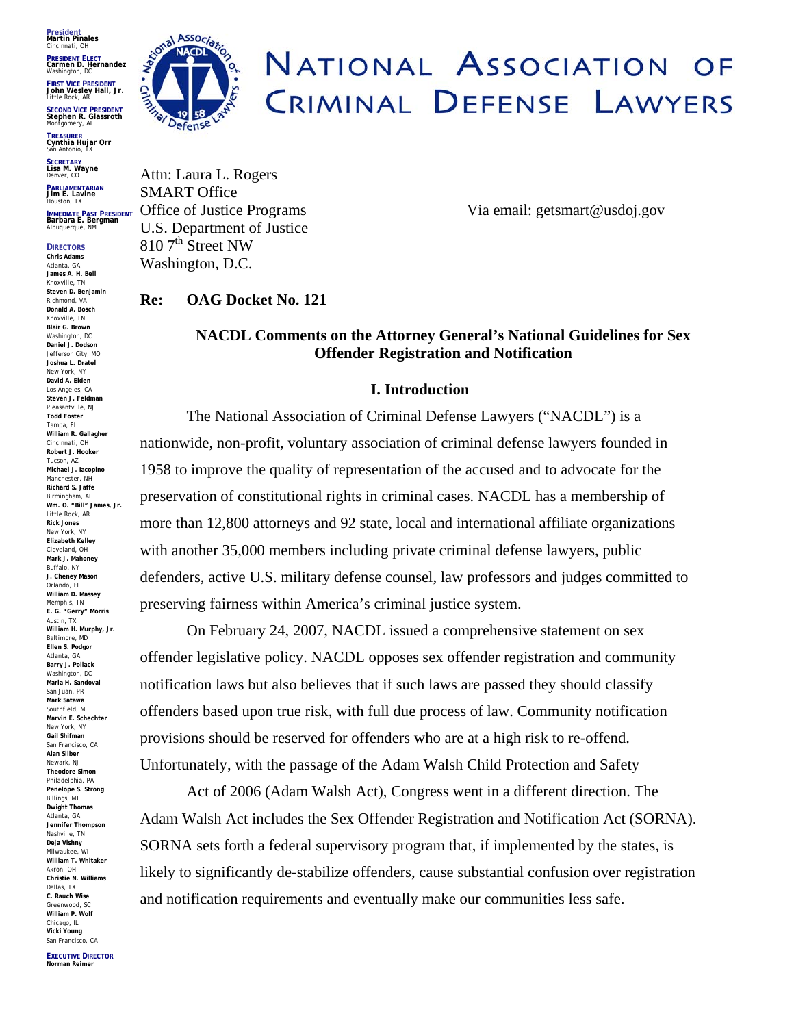# NATIONAL ASSOCIATION OF CRIMINAL DEFENSE LAWYERS

**President**
**Martin Pinales**
Cincinnati, OH

**PRESIDENT ELECT**
**Carmen D. Hernandez**
Washington, DC

**FIRST VICE PRESIDENT**
**John Wesley Hall, Jr.**
Little Rock, AR

**SECOND VICE PRESIDENT**
**Stephen R. Glassroth**
Montgomery, AL

**TREASURER**
**Cynthia Hujar Orr**
San Antonio, TX

**SECRETARY**
**Lisa M. Wayne**
Denver, CO

**PARLIAMENTARIAN**
**Jim E. Lavine**
Houston, TX

**IMMEDIATE PAST PRESIDENT**
**Barbara E. Bergman**
Albuquerque, NM

**DIRECTORS**
**Chris Adams** Atlanta, GA
**James A. H. Bell** Knoxville, TN
**Steven D. Benjamin** Richmond, VA
**Donald A. Bosch** Knoxville, TN
**Blair G. Brown** Washington, DC
**Daniel J. Dodson** Jefferson City, MO
**Joshua L. Dratel** New York, NY
**David A. Elden** Los Angeles, CA
**Steven J. Feldman** Pleasantville, NJ
**Todd Foster** Tampa, FL
**William R. Gallagher** Cincinnati, OH
**Robert J. Hooker** Tucson, AZ
**Michael J. Iacopino** Manchester, NH
**Richard S. Jaffe** Birmingham, AL
**Wm. O. "Bill" James, Jr.** Little Rock, AR
**Rick Jones** New York, NY
**Elizabeth Kelley** Cleveland, OH
**Mark J. Mahoney** Buffalo, NY
**J. Cheney Mason** Orlando, FL
**William D. Massey** Memphis, TN
**E. G. "Gerry" Morris** Austin, TX
**William H. Murphy, Jr.** Baltimore, MD
**Ellen S. Podgor** Atlanta, GA
**Barry J. Pollack** Washington, DC
**Maria H. Sandoval** San Juan, PR
**Mark Satawa** Southfield, MI
**Marvin E. Schechter** New York, NY
**Gail Shifman** San Francisco, CA
**Alan Silber** Newark, NJ
**Theodore Simon** Philadelphia, PA
**Penelope S. Strong** Billings, MT
**Dwight Thomas** Atlanta, GA
**Jennifer Thompson** Nashville, TN
**Deja Vishny** Milwaukee, WI
**William T. Whitaker** Akron, OH
**Christie N. Williams** Dallas, TX
**C. Rauch Wise** Greenwood, SC
**William P. Wolf** Chicago, IL
**Vicki Young** San Francisco, CA

**EXECUTIVE DIRECTOR**
**Norman Reimer**

Attn: Laura L. Rogers
SMART Office
Office of Justice Programs
U.S. Department of Justice
810 7th Street NW
Washington, D.C.

Via email: getsmart@usdoj.gov

**Re: OAG Docket No. 121**

## NACDL Comments on the Attorney General's National Guidelines for Sex Offender Registration and Notification

### I. Introduction

The National Association of Criminal Defense Lawyers ("NACDL") is a nationwide, non-profit, voluntary association of criminal defense lawyers founded in 1958 to improve the quality of representation of the accused and to advocate for the preservation of constitutional rights in criminal cases. NACDL has a membership of more than 12,800 attorneys and 92 state, local and international affiliate organizations with another 35,000 members including private criminal defense lawyers, public defenders, active U.S. military defense counsel, law professors and judges committed to preserving fairness within America's criminal justice system.

On February 24, 2007, NACDL issued a comprehensive statement on sex offender legislative policy. NACDL opposes sex offender registration and community notification laws but also believes that if such laws are passed they should classify offenders based upon true risk, with full due process of law. Community notification provisions should be reserved for offenders who are at a high risk to re-offend. Unfortunately, with the passage of the Adam Walsh Child Protection and Safety

Act of 2006 (Adam Walsh Act), Congress went in a different direction. The Adam Walsh Act includes the Sex Offender Registration and Notification Act (SORNA). SORNA sets forth a federal supervisory program that, if implemented by the states, is likely to significantly de-stabilize offenders, cause substantial confusion over registration and notification requirements and eventually make our communities less safe.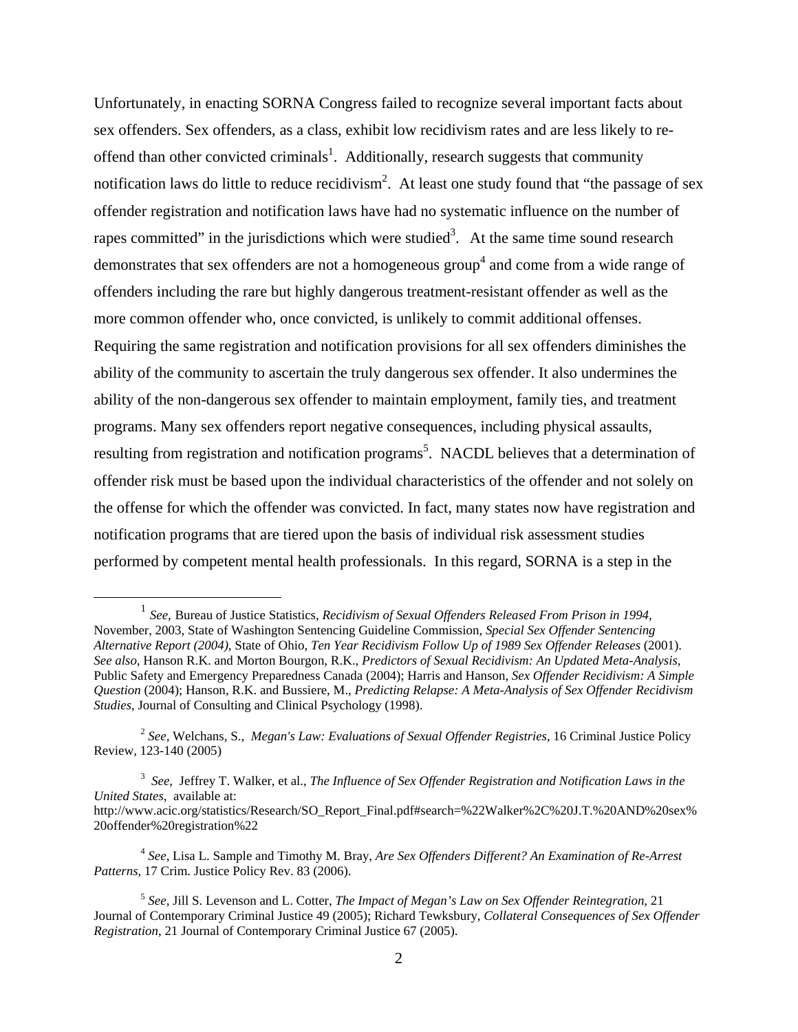Unfortunately, in enacting SORNA Congress failed to recognize several important facts about sex offenders. Sex offenders, as a class, exhibit low recidivism rates and are less likely to re-offend than other convicted criminals[1]. Additionally, research suggests that community notification laws do little to reduce recidivism[2]. At least one study found that "the passage of sex offender registration and notification laws have had no systematic influence on the number of rapes committed" in the jurisdictions which were studied[3]. At the same time sound research demonstrates that sex offenders are not a homogeneous group[4] and come from a wide range of offenders including the rare but highly dangerous treatment-resistant offender as well as the more common offender who, once convicted, is unlikely to commit additional offenses. Requiring the same registration and notification provisions for all sex offenders diminishes the ability of the community to ascertain the truly dangerous sex offender. It also undermines the ability of the non-dangerous sex offender to maintain employment, family ties, and treatment programs. Many sex offenders report negative consequences, including physical assaults, resulting from registration and notification programs[5]. NACDL believes that a determination of offender risk must be based upon the individual characteristics of the offender and not solely on the offense for which the offender was convicted. In fact, many states now have registration and notification programs that are tiered upon the basis of individual risk assessment studies performed by competent mental health professionals. In this regard, SORNA is a step in the

---

[1] *See,* Bureau of Justice Statistics, *Recidivism of Sexual Offenders Released From Prison in 1994*, November, 2003, State of Washington Sentencing Guideline Commission, *Special Sex Offender Sentencing Alternative Report (2004)*, State of Ohio, *Ten Year Recidivism Follow Up of 1989 Sex Offender Releases* (2001). *See also*, Hanson R.K. and Morton Bourgon, R.K., *Predictors of Sexual Recidivism: An Updated Meta-Analysis*, Public Safety and Emergency Preparedness Canada (2004); Harris and Hanson, *Sex Offender Recidivism: A Simple Question* (2004); Hanson, R.K. and Bussiere, M., *Predicting Relapse: A Meta-Analysis of Sex Offender Recidivism Studies*, Journal of Consulting and Clinical Psychology (1998).

[2] *See,* Welchans, S., *Megan's Law: Evaluations of Sexual Offender Registries*, 16 Criminal Justice Policy Review, 123-140 (2005)

[3] *See,* Jeffrey T. Walker, et al., *The Influence of Sex Offender Registration and Notification Laws in the United States*, available at: http://www.acic.org/statistics/Research/SO_Report_Final.pdf#search=%22Walker%2C%20J.T.%20AND%20sex%20offender%20registration%22

[4] *See*, Lisa L. Sample and Timothy M. Bray, *Are Sex Offenders Different? An Examination of Re-Arrest Patterns*, 17 Crim. Justice Policy Rev. 83 (2006).

[5] *See,* Jill S. Levenson and L. Cotter, *The Impact of Megan's Law on Sex Offender Reintegration*, 21 Journal of Contemporary Criminal Justice 49 (2005); Richard Tewksbury, *Collateral Consequences of Sex Offender Registration*, 21 Journal of Contemporary Criminal Justice 67 (2005).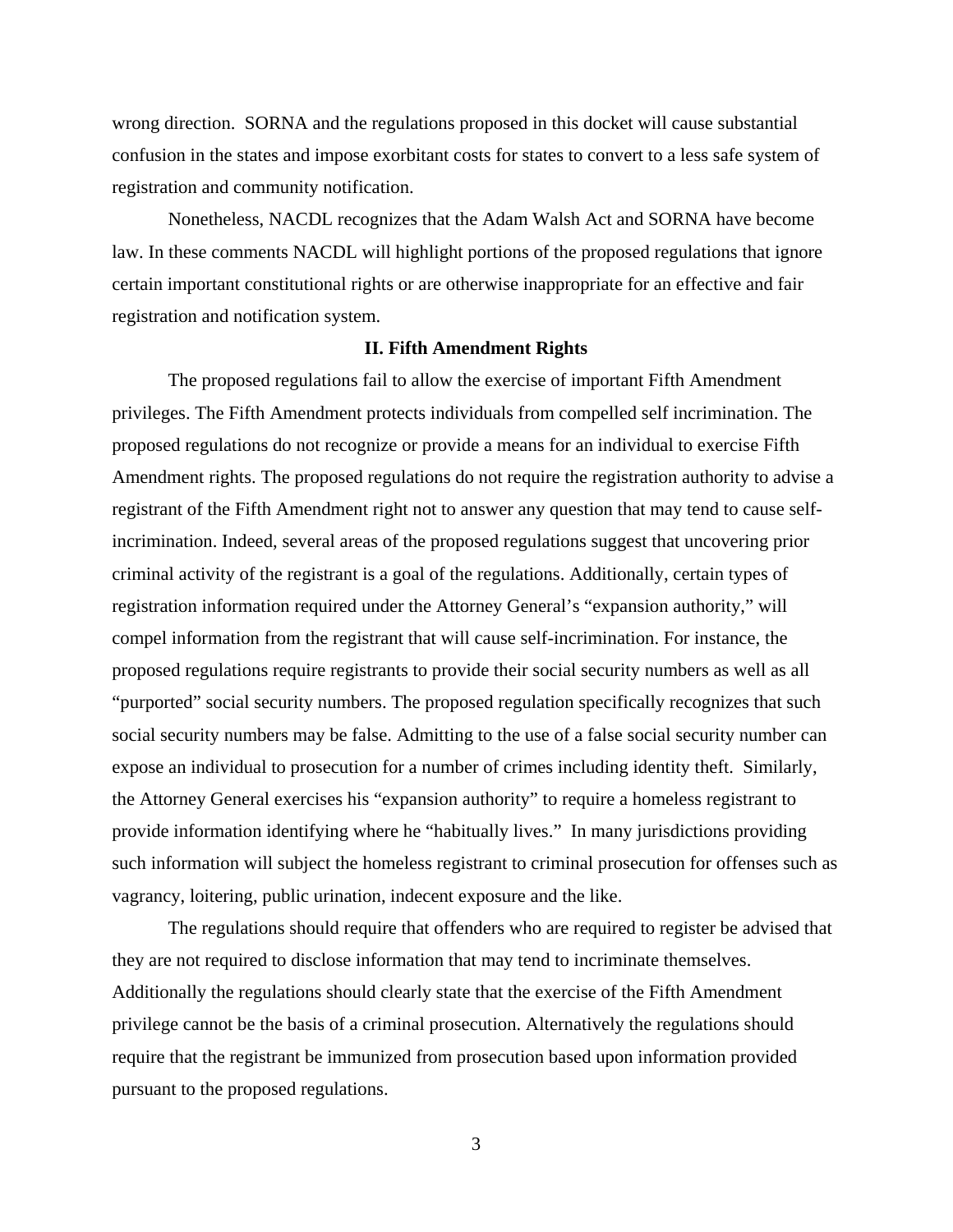wrong direction. SORNA and the regulations proposed in this docket will cause substantial confusion in the states and impose exorbitant costs for states to convert to a less safe system of registration and community notification.

Nonetheless, NACDL recognizes that the Adam Walsh Act and SORNA have become law. In these comments NACDL will highlight portions of the proposed regulations that ignore certain important constitutional rights or are otherwise inappropriate for an effective and fair registration and notification system.

## II. Fifth Amendment Rights

The proposed regulations fail to allow the exercise of important Fifth Amendment privileges. The Fifth Amendment protects individuals from compelled self incrimination. The proposed regulations do not recognize or provide a means for an individual to exercise Fifth Amendment rights. The proposed regulations do not require the registration authority to advise a registrant of the Fifth Amendment right not to answer any question that may tend to cause self-incrimination. Indeed, several areas of the proposed regulations suggest that uncovering prior criminal activity of the registrant is a goal of the regulations. Additionally, certain types of registration information required under the Attorney General's "expansion authority," will compel information from the registrant that will cause self-incrimination. For instance, the proposed regulations require registrants to provide their social security numbers as well as all "purported" social security numbers. The proposed regulation specifically recognizes that such social security numbers may be false. Admitting to the use of a false social security number can expose an individual to prosecution for a number of crimes including identity theft. Similarly, the Attorney General exercises his "expansion authority" to require a homeless registrant to provide information identifying where he "habitually lives." In many jurisdictions providing such information will subject the homeless registrant to criminal prosecution for offenses such as vagrancy, loitering, public urination, indecent exposure and the like.

The regulations should require that offenders who are required to register be advised that they are not required to disclose information that may tend to incriminate themselves. Additionally the regulations should clearly state that the exercise of the Fifth Amendment privilege cannot be the basis of a criminal prosecution. Alternatively the regulations should require that the registrant be immunized from prosecution based upon information provided pursuant to the proposed regulations.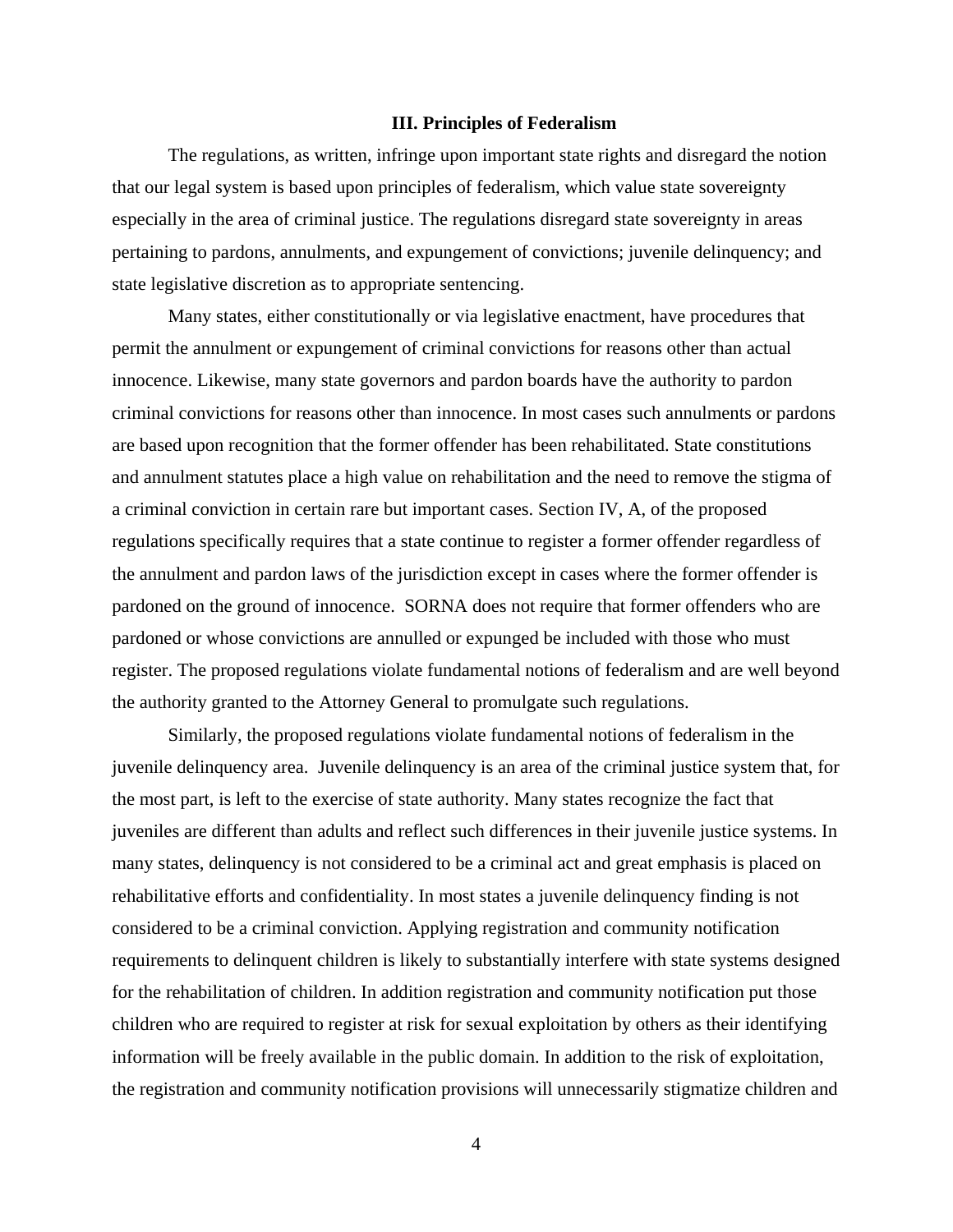### III. Principles of Federalism

The regulations, as written, infringe upon important state rights and disregard the notion that our legal system is based upon principles of federalism, which value state sovereignty especially in the area of criminal justice. The regulations disregard state sovereignty in areas pertaining to pardons, annulments, and expungement of convictions; juvenile delinquency; and state legislative discretion as to appropriate sentencing.

Many states, either constitutionally or via legislative enactment, have procedures that permit the annulment or expungement of criminal convictions for reasons other than actual innocence. Likewise, many state governors and pardon boards have the authority to pardon criminal convictions for reasons other than innocence. In most cases such annulments or pardons are based upon recognition that the former offender has been rehabilitated. State constitutions and annulment statutes place a high value on rehabilitation and the need to remove the stigma of a criminal conviction in certain rare but important cases. Section IV, A, of the proposed regulations specifically requires that a state continue to register a former offender regardless of the annulment and pardon laws of the jurisdiction except in cases where the former offender is pardoned on the ground of innocence. SORNA does not require that former offenders who are pardoned or whose convictions are annulled or expunged be included with those who must register. The proposed regulations violate fundamental notions of federalism and are well beyond the authority granted to the Attorney General to promulgate such regulations.

Similarly, the proposed regulations violate fundamental notions of federalism in the juvenile delinquency area. Juvenile delinquency is an area of the criminal justice system that, for the most part, is left to the exercise of state authority. Many states recognize the fact that juveniles are different than adults and reflect such differences in their juvenile justice systems. In many states, delinquency is not considered to be a criminal act and great emphasis is placed on rehabilitative efforts and confidentiality. In most states a juvenile delinquency finding is not considered to be a criminal conviction. Applying registration and community notification requirements to delinquent children is likely to substantially interfere with state systems designed for the rehabilitation of children. In addition registration and community notification put those children who are required to register at risk for sexual exploitation by others as their identifying information will be freely available in the public domain. In addition to the risk of exploitation, the registration and community notification provisions will unnecessarily stigmatize children and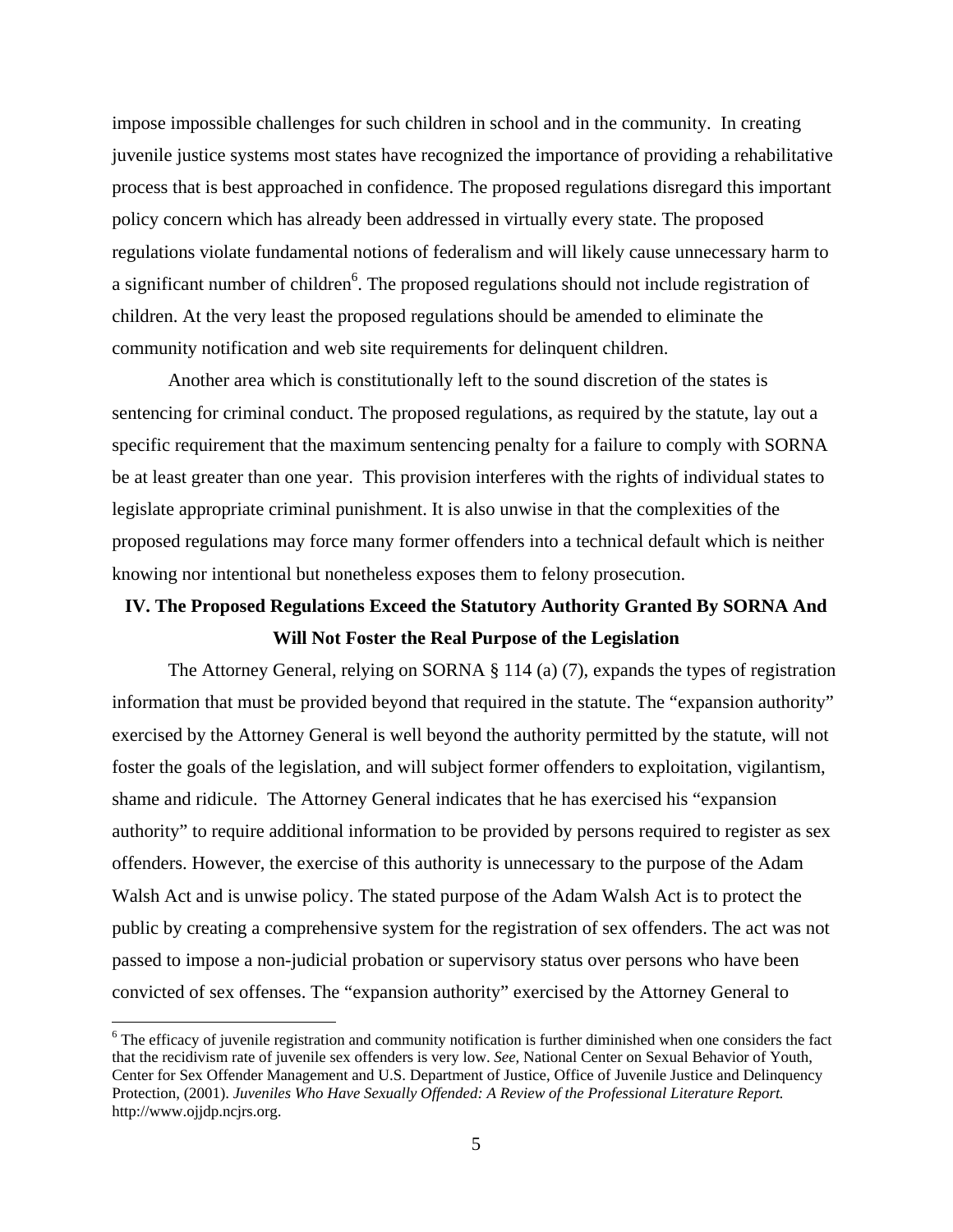impose impossible challenges for such children in school and in the community. In creating juvenile justice systems most states have recognized the importance of providing a rehabilitative process that is best approached in confidence. The proposed regulations disregard this important policy concern which has already been addressed in virtually every state. The proposed regulations violate fundamental notions of federalism and will likely cause unnecessary harm to a significant number of children[6]. The proposed regulations should not include registration of children. At the very least the proposed regulations should be amended to eliminate the community notification and web site requirements for delinquent children.

Another area which is constitutionally left to the sound discretion of the states is sentencing for criminal conduct. The proposed regulations, as required by the statute, lay out a specific requirement that the maximum sentencing penalty for a failure to comply with SORNA be at least greater than one year. This provision interferes with the rights of individual states to legislate appropriate criminal punishment. It is also unwise in that the complexities of the proposed regulations may force many former offenders into a technical default which is neither knowing nor intentional but nonetheless exposes them to felony prosecution.

## IV. The Proposed Regulations Exceed the Statutory Authority Granted By SORNA And Will Not Foster the Real Purpose of the Legislation

The Attorney General, relying on SORNA § 114 (a) (7), expands the types of registration information that must be provided beyond that required in the statute. The "expansion authority" exercised by the Attorney General is well beyond the authority permitted by the statute, will not foster the goals of the legislation, and will subject former offenders to exploitation, vigilantism, shame and ridicule. The Attorney General indicates that he has exercised his "expansion authority" to require additional information to be provided by persons required to register as sex offenders. However, the exercise of this authority is unnecessary to the purpose of the Adam Walsh Act and is unwise policy. The stated purpose of the Adam Walsh Act is to protect the public by creating a comprehensive system for the registration of sex offenders. The act was not passed to impose a non-judicial probation or supervisory status over persons who have been convicted of sex offenses. The "expansion authority" exercised by the Attorney General to

[6] The efficacy of juvenile registration and community notification is further diminished when one considers the fact that the recidivism rate of juvenile sex offenders is very low. *See,* National Center on Sexual Behavior of Youth, Center for Sex Offender Management and U.S. Department of Justice, Office of Juvenile Justice and Delinquency Protection, (2001). *Juveniles Who Have Sexually Offended: A Review of the Professional Literature Report.* http://www.ojjdp.ncjrs.org.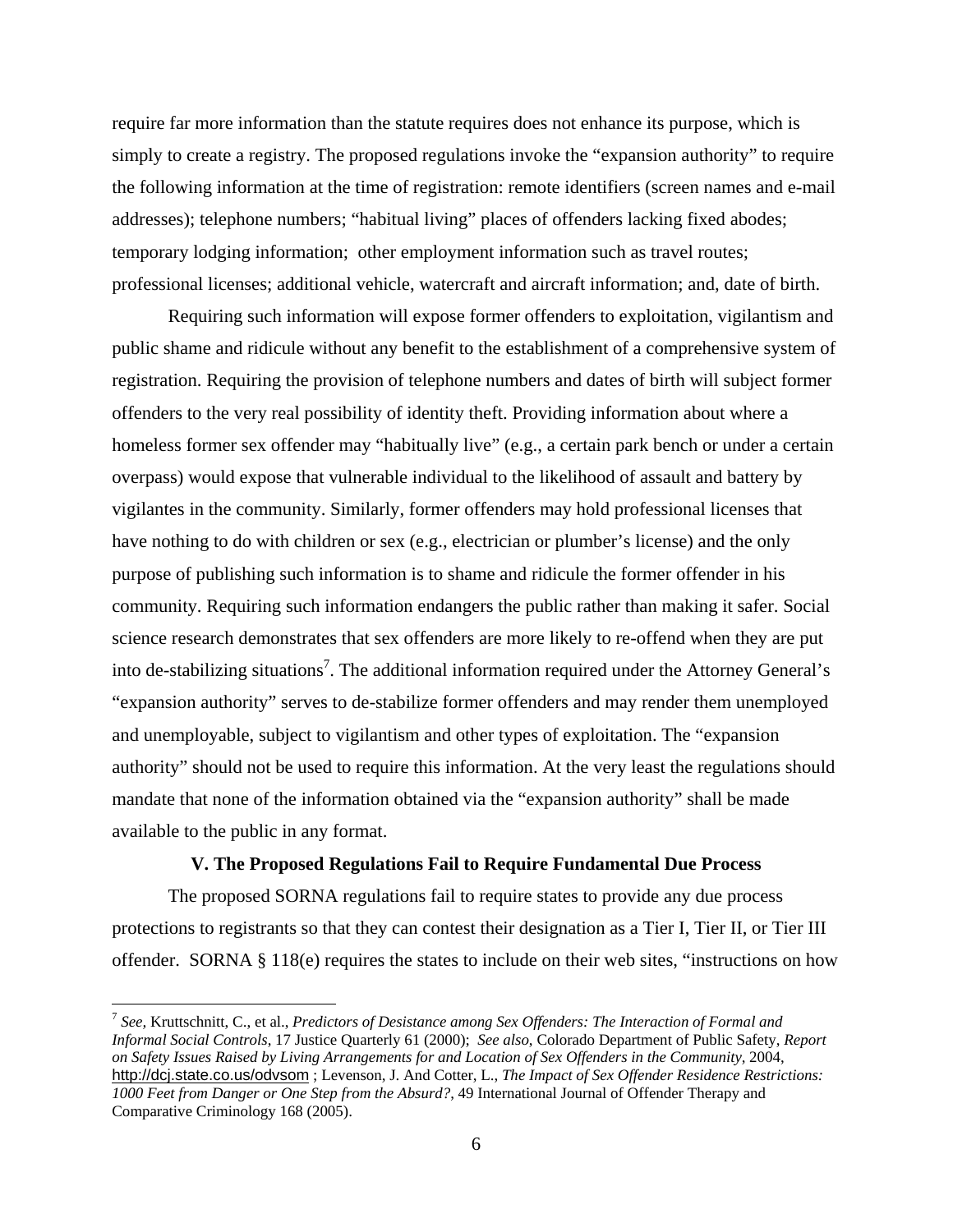require far more information than the statute requires does not enhance its purpose, which is simply to create a registry. The proposed regulations invoke the "expansion authority" to require the following information at the time of registration: remote identifiers (screen names and e-mail addresses); telephone numbers; "habitual living" places of offenders lacking fixed abodes; temporary lodging information; other employment information such as travel routes; professional licenses; additional vehicle, watercraft and aircraft information; and, date of birth.

Requiring such information will expose former offenders to exploitation, vigilantism and public shame and ridicule without any benefit to the establishment of a comprehensive system of registration. Requiring the provision of telephone numbers and dates of birth will subject former offenders to the very real possibility of identity theft. Providing information about where a homeless former sex offender may "habitually live" (e.g., a certain park bench or under a certain overpass) would expose that vulnerable individual to the likelihood of assault and battery by vigilantes in the community. Similarly, former offenders may hold professional licenses that have nothing to do with children or sex (e.g., electrician or plumber's license) and the only purpose of publishing such information is to shame and ridicule the former offender in his community. Requiring such information endangers the public rather than making it safer. Social science research demonstrates that sex offenders are more likely to re-offend when they are put into de-stabilizing situations[7]. The additional information required under the Attorney General's "expansion authority" serves to de-stabilize former offenders and may render them unemployed and unemployable, subject to vigilantism and other types of exploitation. The "expansion authority" should not be used to require this information. At the very least the regulations should mandate that none of the information obtained via the "expansion authority" shall be made available to the public in any format.

### V. The Proposed Regulations Fail to Require Fundamental Due Process

The proposed SORNA regulations fail to require states to provide any due process protections to registrants so that they can contest their designation as a Tier I, Tier II, or Tier III offender. SORNA § 118(e) requires the states to include on their web sites, "instructions on how

---

[7] *See,* Kruttschnitt, C., et al., *Predictors of Desistance among Sex Offenders: The Interaction of Formal and Informal Social Controls*, 17 Justice Quarterly 61 (2000); *See also*, Colorado Department of Public Safety, *Report on Safety Issues Raised by Living Arrangements for and Location of Sex Offenders in the Community*, 2004, http://dcj.state.co.us/odvsom ; Levenson, J. And Cotter, L., *The Impact of Sex Offender Residence Restrictions: 1000 Feet from Danger or One Step from the Absurd?*, 49 International Journal of Offender Therapy and Comparative Criminology 168 (2005).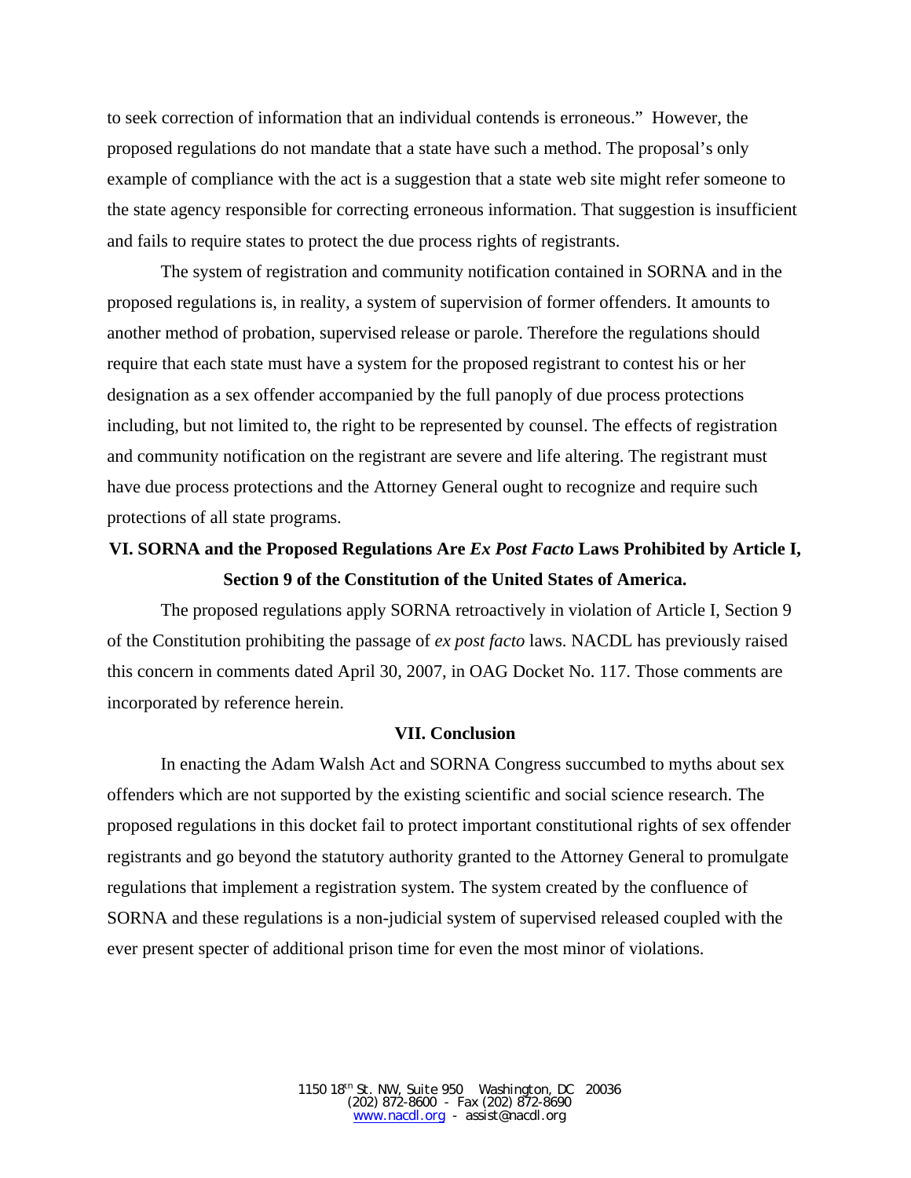to seek correction of information that an individual contends is erroneous." However, the proposed regulations do not mandate that a state have such a method. The proposal's only example of compliance with the act is a suggestion that a state web site might refer someone to the state agency responsible for correcting erroneous information. That suggestion is insufficient and fails to require states to protect the due process rights of registrants.

The system of registration and community notification contained in SORNA and in the proposed regulations is, in reality, a system of supervision of former offenders. It amounts to another method of probation, supervised release or parole. Therefore the regulations should require that each state must have a system for the proposed registrant to contest his or her designation as a sex offender accompanied by the full panoply of due process protections including, but not limited to, the right to be represented by counsel. The effects of registration and community notification on the registrant are severe and life altering. The registrant must have due process protections and the Attorney General ought to recognize and require such protections of all state programs.

## VI. SORNA and the Proposed Regulations Are *Ex Post Facto* Laws Prohibited by Article I, Section 9 of the Constitution of the United States of America.

The proposed regulations apply SORNA retroactively in violation of Article I, Section 9 of the Constitution prohibiting the passage of *ex post facto* laws. NACDL has previously raised this concern in comments dated April 30, 2007, in OAG Docket No. 117. Those comments are incorporated by reference herein.

## VII. Conclusion

In enacting the Adam Walsh Act and SORNA Congress succumbed to myths about sex offenders which are not supported by the existing scientific and social science research. The proposed regulations in this docket fail to protect important constitutional rights of sex offender registrants and go beyond the statutory authority granted to the Attorney General to promulgate regulations that implement a registration system. The system created by the confluence of SORNA and these regulations is a non-judicial system of supervised released coupled with the ever present specter of additional prison time for even the most minor of violations.